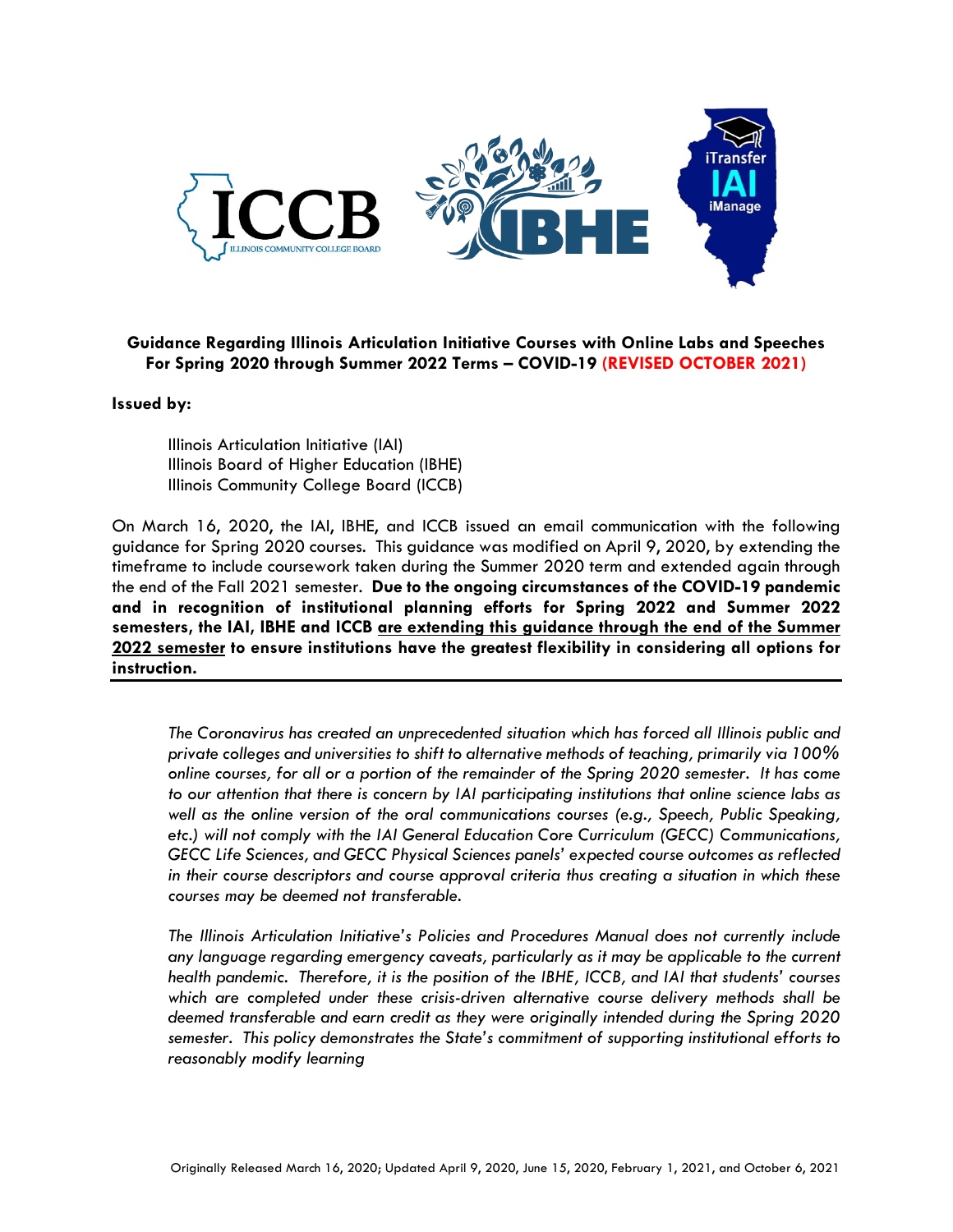**Guidance Regarding Illinois Articulation Initiative Courses with Online Labs and Speeches For Spring 2020 through Summer 2022 Terms – COVID-19 (REVISED OCTOBER 2021)**

**Issued by:**

Illinois Articulation Initiative (IAI)
Illinois Board of Higher Education (IBHE)
Illinois Community College Board (ICCB)

On March 16, 2020, the IAI, IBHE, and ICCB issued an email communication with the following guidance for Spring 2020 courses. This guidance was modified on April 9, 2020, by extending the timeframe to include coursework taken during the Summer 2020 term and extended again through the end of the Fall 2021 semester. **Due to the ongoing circumstances of the COVID-19 pandemic and in recognition of institutional planning efforts for Spring 2022 and Summer 2022 semesters, the IAI, IBHE and ICCB are extending this guidance through the end of the Summer 2022 semester to ensure institutions have the greatest flexibility in considering all options for instruction.**

---

*The Coronavirus has created an unprecedented situation which has forced all Illinois public and private colleges and universities to shift to alternative methods of teaching, primarily via 100% online courses, for all or a portion of the remainder of the Spring 2020 semester. It has come to our attention that there is concern by IAI participating institutions that online science labs as well as the online version of the oral communications courses (e.g., Speech, Public Speaking, etc.) will not comply with the IAI General Education Core Curriculum (GECC) Communications, GECC Life Sciences, and GECC Physical Sciences panels' expected course outcomes as reflected in their course descriptors and course approval criteria thus creating a situation in which these courses may be deemed not transferable.*

*The Illinois Articulation Initiative's Policies and Procedures Manual does not currently include any language regarding emergency caveats, particularly as it may be applicable to the current health pandemic. Therefore, it is the position of the IBHE, ICCB, and IAI that students' courses which are completed under these crisis-driven alternative course delivery methods shall be deemed transferable and earn credit as they were originally intended during the Spring 2020 semester. This policy demonstrates the State's commitment of supporting institutional efforts to reasonably modify learning*

Originally Released March 16, 2020; Updated April 9, 2020, June 15, 2020, February 1, 2021, and October 6, 2021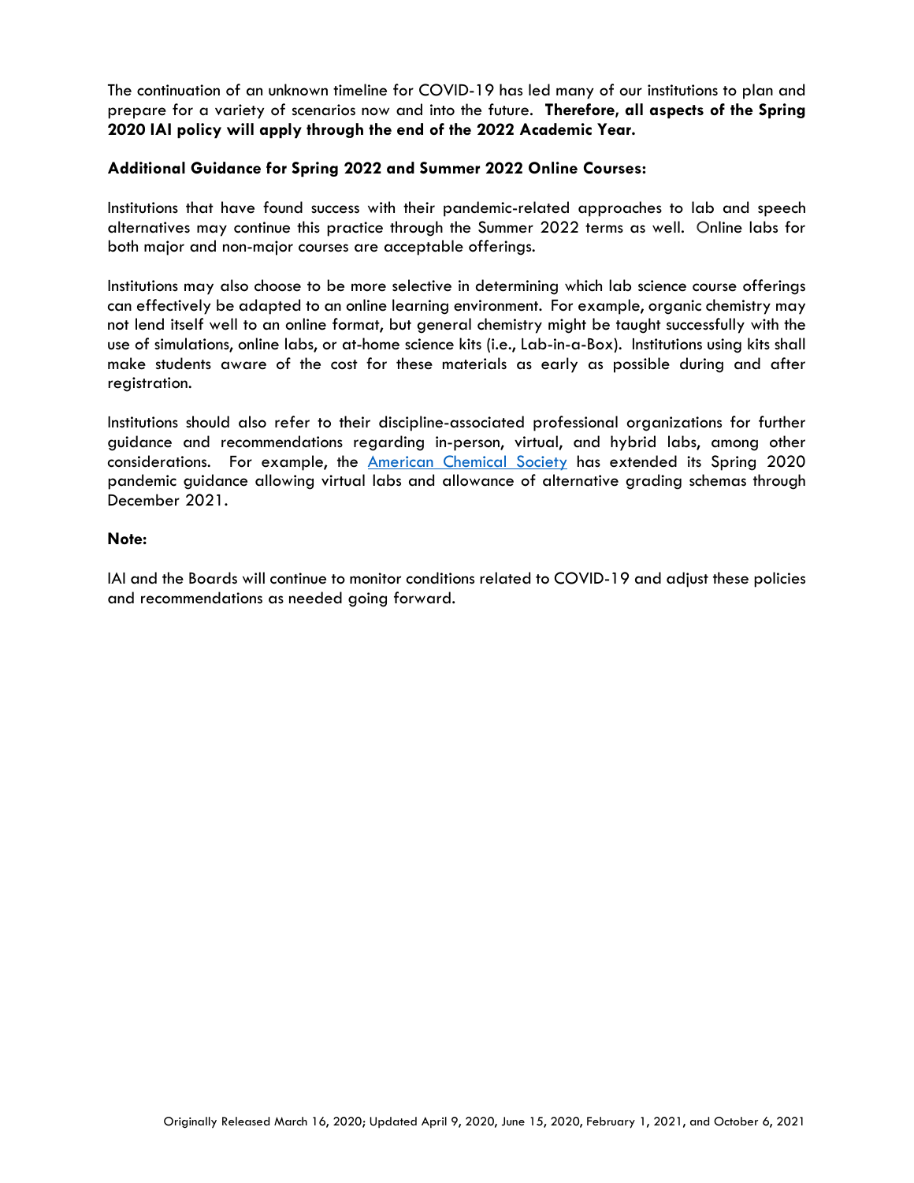The continuation of an unknown timeline for COVID-19 has led many of our institutions to plan and prepare for a variety of scenarios now and into the future. **Therefore, all aspects of the Spring 2020 IAI policy will apply through the end of the 2022 Academic Year.**

**Additional Guidance for Spring 2022 and Summer 2022 Online Courses:**

Institutions that have found success with their pandemic-related approaches to lab and speech alternatives may continue this practice through the Summer 2022 terms as well. Online labs for both major and non-major courses are acceptable offerings.

Institutions may also choose to be more selective in determining which lab science course offerings can effectively be adapted to an online learning environment. For example, organic chemistry may not lend itself well to an online format, but general chemistry might be taught successfully with the use of simulations, online labs, or at-home science kits (i.e., Lab-in-a-Box). Institutions using kits shall make students aware of the cost for these materials as early as possible during and after registration.

Institutions should also refer to their discipline-associated professional organizations for further guidance and recommendations regarding in-person, virtual, and hybrid labs, among other considerations. For example, the American Chemical Society has extended its Spring 2020 pandemic guidance allowing virtual labs and allowance of alternative grading schemas through December 2021.

**Note:**

IAI and the Boards will continue to monitor conditions related to COVID-19 and adjust these policies and recommendations as needed going forward.

Originally Released March 16, 2020; Updated April 9, 2020, June 15, 2020, February 1, 2021, and October 6, 2021